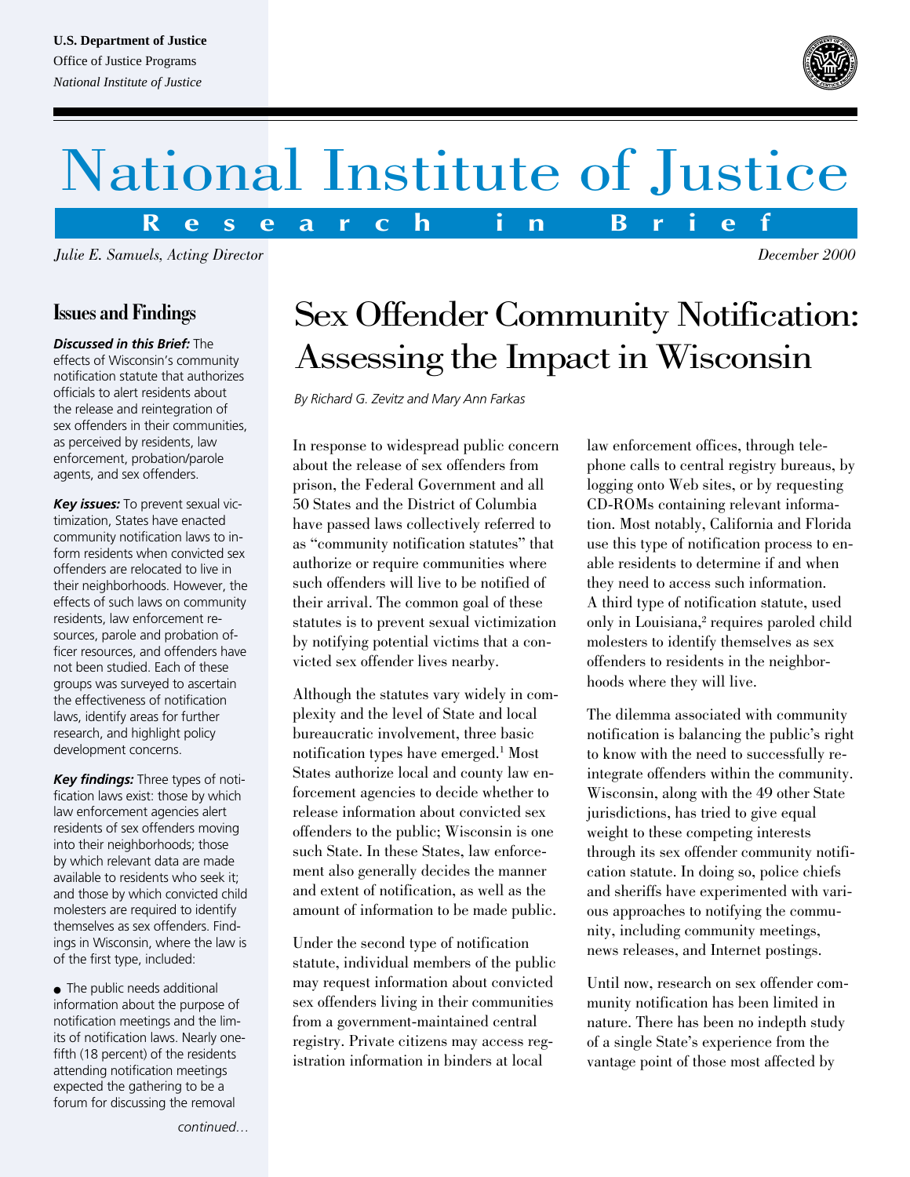U.S. Department of Justice
Office of Justice Programs
*National Institute of Justice*

# National Institute of Justice

**Research in Brief**

*Julie E. Samuels, Acting Director*

*December 2000*

## Issues and Findings

***Discussed in this Brief:*** The effects of Wisconsin's community notification statute that authorizes officials to alert residents about the release and reintegration of sex offenders in their communities, as perceived by residents, law enforcement, probation/parole agents, and sex offenders.

***Key issues:*** To prevent sexual victimization, States have enacted community notification laws to inform residents when convicted sex offenders are relocated to live in their neighborhoods. However, the effects of such laws on community residents, law enforcement resources, parole and probation officer resources, and offenders have not been studied. Each of these groups was surveyed to ascertain the effectiveness of notification laws, identify areas for further research, and highlight policy development concerns.

***Key findings:*** Three types of notification laws exist: those by which law enforcement agencies alert residents of sex offenders moving into their neighborhoods; those by which relevant data are made available to residents who seek it; and those by which convicted child molesters are required to identify themselves as sex offenders. Findings in Wisconsin, where the law is of the first type, included:

- The public needs additional information about the purpose of notification meetings and the limits of notification laws. Nearly one-fifth (18 percent) of the residents attending notification meetings expected the gathering to be a forum for discussing the removal

*continued…*

# Sex Offender Community Notification: Assessing the Impact in Wisconsin

*By Richard G. Zevitz and Mary Ann Farkas*

In response to widespread public concern about the release of sex offenders from prison, the Federal Government and all 50 States and the District of Columbia have passed laws collectively referred to as "community notification statutes" that authorize or require communities where such offenders will live to be notified of their arrival. The common goal of these statutes is to prevent sexual victimization by notifying potential victims that a convicted sex offender lives nearby.

Although the statutes vary widely in complexity and the level of State and local bureaucratic involvement, three basic notification types have emerged.[1] Most States authorize local and county law enforcement agencies to decide whether to release information about convicted sex offenders to the public; Wisconsin is one such State. In these States, law enforcement also generally decides the manner and extent of notification, as well as the amount of information to be made public.

Under the second type of notification statute, individual members of the public may request information about convicted sex offenders living in their communities from a government-maintained central registry. Private citizens may access registration information in binders at local law enforcement offices, through telephone calls to central registry bureaus, by logging onto Web sites, or by requesting CD-ROMs containing relevant information. Most notably, California and Florida use this type of notification process to enable residents to determine if and when they need to access such information. A third type of notification statute, used only in Louisiana,[2] requires paroled child molesters to identify themselves as sex offenders to residents in the neighborhoods where they will live.

The dilemma associated with community notification is balancing the public's right to know with the need to successfully reintegrate offenders within the community. Wisconsin, along with the 49 other State jurisdictions, has tried to give equal weight to these competing interests through its sex offender community notification statute. In doing so, police chiefs and sheriffs have experimented with various approaches to notifying the community, including community meetings, news releases, and Internet postings.

Until now, research on sex offender community notification has been limited in nature. There has been no indepth study of a single State's experience from the vantage point of those most affected by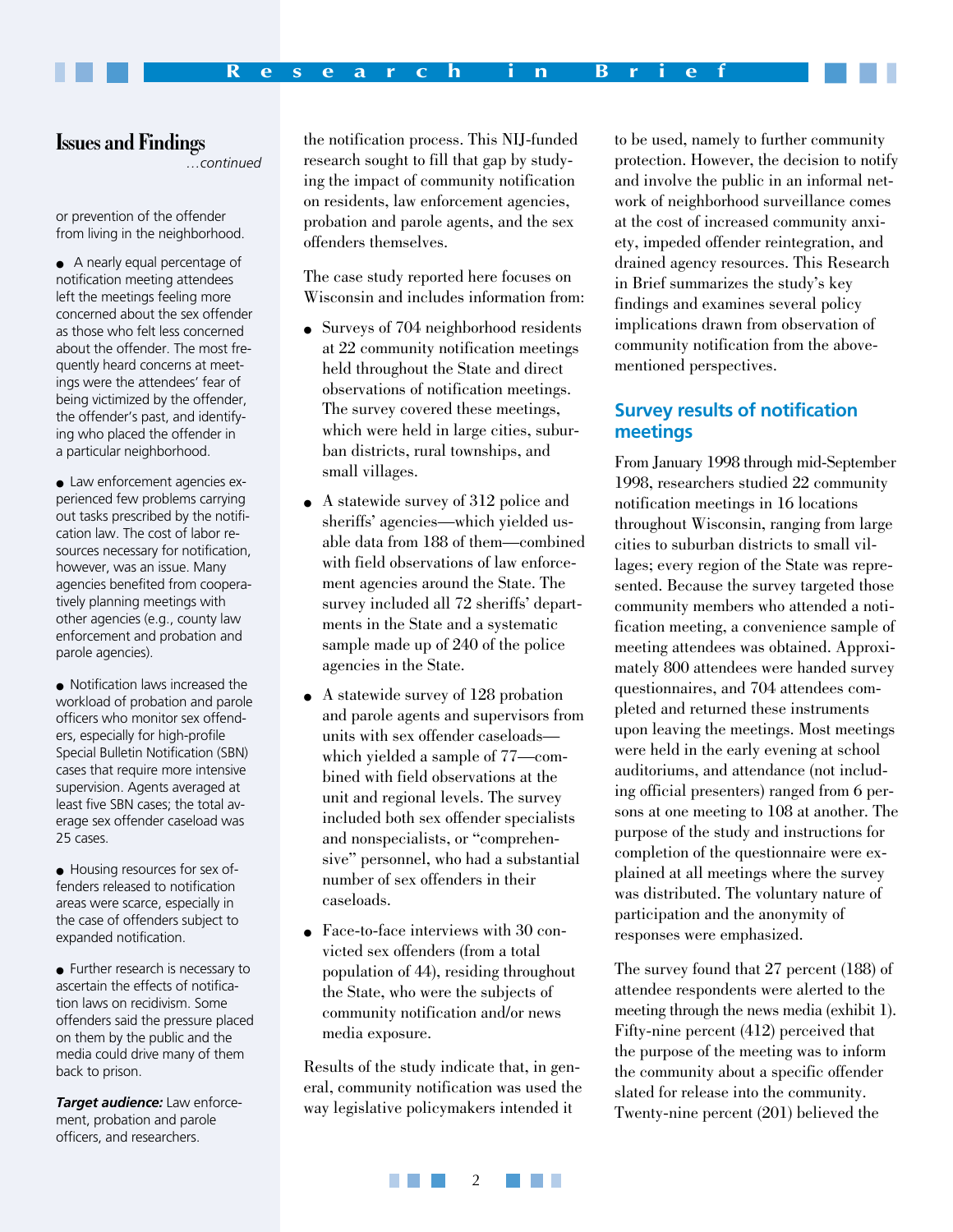## Issues and Findings

*...continued*

or prevention of the offender from living in the neighborhood.

- A nearly equal percentage of notification meeting attendees left the meetings feeling more concerned about the sex offender as those who felt less concerned about the offender. The most frequently heard concerns at meetings were the attendees' fear of being victimized by the offender, the offender's past, and identifying who placed the offender in a particular neighborhood.

- Law enforcement agencies experienced few problems carrying out tasks prescribed by the notification law. The cost of labor resources necessary for notification, however, was an issue. Many agencies benefited from cooperatively planning meetings with other agencies (e.g., county law enforcement and probation and parole agencies).

- Notification laws increased the workload of probation and parole officers who monitor sex offenders, especially for high-profile Special Bulletin Notification (SBN) cases that require more intensive supervision. Agents averaged at least five SBN cases; the total average sex offender caseload was 25 cases.

- Housing resources for sex offenders released to notification areas were scarce, especially in the case of offenders subject to expanded notification.

- Further research is necessary to ascertain the effects of notification laws on recidivism. Some offenders said the pressure placed on them by the public and the media could drive many of them back to prison.

***Target audience:*** Law enforcement, probation and parole officers, and researchers.

the notification process. This NIJ-funded research sought to fill that gap by studying the impact of community notification on residents, law enforcement agencies, probation and parole agents, and the sex offenders themselves.

The case study reported here focuses on Wisconsin and includes information from:

- Surveys of 704 neighborhood residents at 22 community notification meetings held throughout the State and direct observations of notification meetings. The survey covered these meetings, which were held in large cities, suburban districts, rural townships, and small villages.

- A statewide survey of 312 police and sheriffs' agencies—which yielded usable data from 188 of them—combined with field observations of law enforcement agencies around the State. The survey included all 72 sheriffs' departments in the State and a systematic sample made up of 240 of the police agencies in the State.

- A statewide survey of 128 probation and parole agents and supervisors from units with sex offender caseloads—which yielded a sample of 77—combined with field observations at the unit and regional levels. The survey included both sex offender specialists and nonspecialists, or "comprehensive" personnel, who had a substantial number of sex offenders in their caseloads.

- Face-to-face interviews with 30 convicted sex offenders (from a total population of 44), residing throughout the State, who were the subjects of community notification and/or news media exposure.

Results of the study indicate that, in general, community notification was used the way legislative policymakers intended it to be used, namely to further community protection. However, the decision to notify and involve the public in an informal network of neighborhood surveillance comes at the cost of increased community anxiety, impeded offender reintegration, and drained agency resources. This Research in Brief summarizes the study's key findings and examines several policy implications drawn from observation of community notification from the above-mentioned perspectives.

## Survey results of notification meetings

From January 1998 through mid-September 1998, researchers studied 22 community notification meetings in 16 locations throughout Wisconsin, ranging from large cities to suburban districts to small villages; every region of the State was represented. Because the survey targeted those community members who attended a notification meeting, a convenience sample of meeting attendees was obtained. Approximately 800 attendees were handed survey questionnaires, and 704 attendees completed and returned these instruments upon leaving the meetings. Most meetings were held in the early evening at school auditoriums, and attendance (not including official presenters) ranged from 6 persons at one meeting to 108 at another. The purpose of the study and instructions for completion of the questionnaire were explained at all meetings where the survey was distributed. The voluntary nature of participation and the anonymity of responses were emphasized.

The survey found that 27 percent (188) of attendee respondents were alerted to the meeting through the news media (exhibit 1). Fifty-nine percent (412) perceived that the purpose of the meeting was to inform the community about a specific offender slated for release into the community. Twenty-nine percent (201) believed the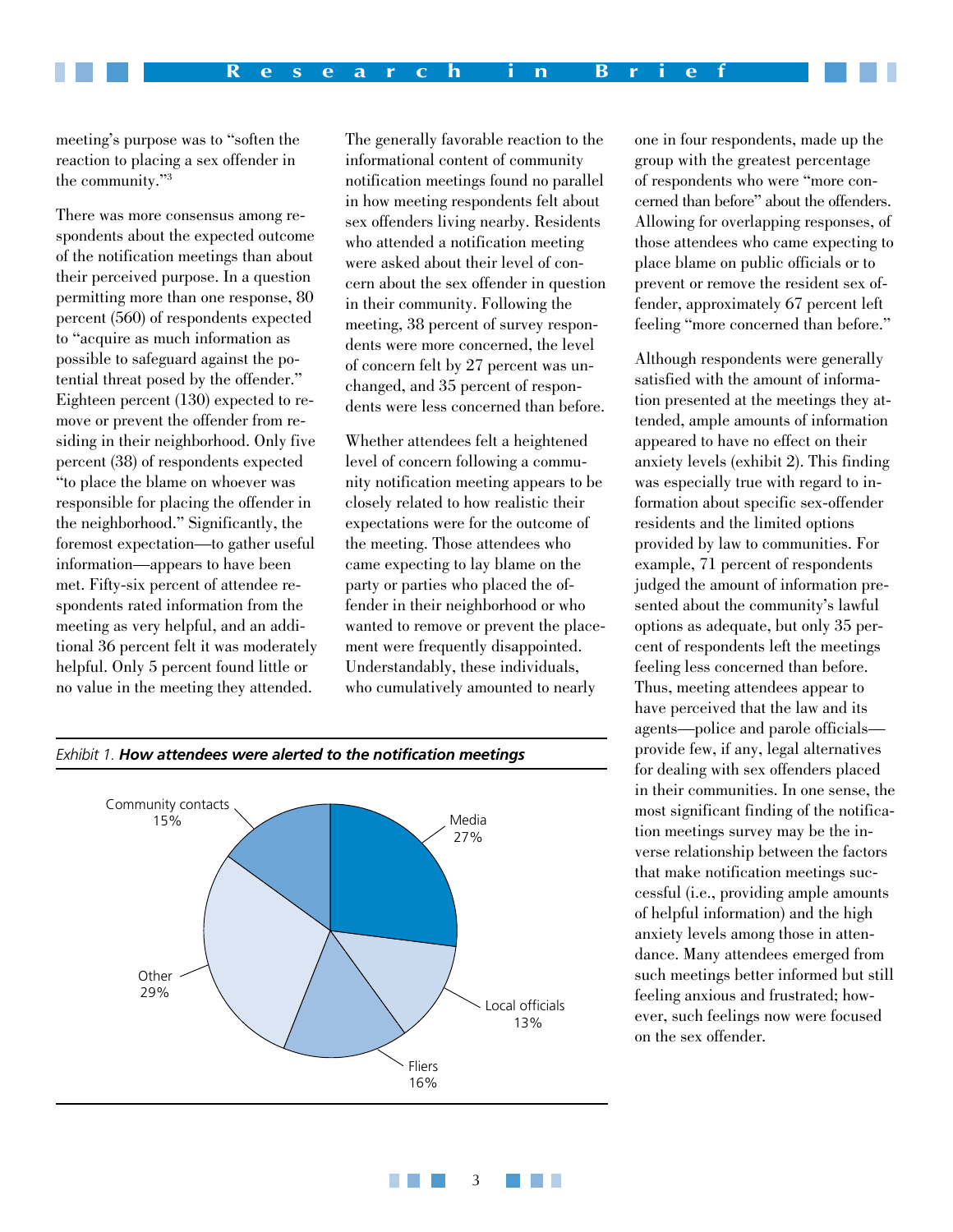meeting's purpose was to "soften the reaction to placing a sex offender in the community."[3]

There was more consensus among respondents about the expected outcome of the notification meetings than about their perceived purpose. In a question permitting more than one response, 80 percent (560) of respondents expected to "acquire as much information as possible to safeguard against the potential threat posed by the offender." Eighteen percent (130) expected to remove or prevent the offender from residing in their neighborhood. Only five percent (38) of respondents expected "to place the blame on whoever was responsible for placing the offender in the neighborhood." Significantly, the foremost expectation—to gather useful information—appears to have been met. Fifty-six percent of attendee respondents rated information from the meeting as very helpful, and an additional 36 percent felt it was moderately helpful. Only 5 percent found little or no value in the meeting they attended.

The generally favorable reaction to the informational content of community notification meetings found no parallel in how meeting respondents felt about sex offenders living nearby. Residents who attended a notification meeting were asked about their level of concern about the sex offender in question in their community. Following the meeting, 38 percent of survey respondents were more concerned, the level of concern felt by 27 percent was unchanged, and 35 percent of respondents were less concerned than before.

Whether attendees felt a heightened level of concern following a community notification meeting appears to be closely related to how realistic their expectations were for the outcome of the meeting. Those attendees who came expecting to lay blame on the party or parties who placed the offender in their neighborhood or who wanted to remove or prevent the placement were frequently disappointed. Understandably, these individuals, who cumulatively amounted to nearly one in four respondents, made up the group with the greatest percentage of respondents who were "more concerned than before" about the offenders. Allowing for overlapping responses, of those attendees who came expecting to place blame on public officials or to prevent or remove the resident sex offender, approximately 67 percent left feeling "more concerned than before."

Although respondents were generally satisfied with the amount of information presented at the meetings they attended, ample amounts of information appeared to have no effect on their anxiety levels (exhibit 2). This finding was especially true with regard to information about specific sex-offender residents and the limited options provided by law to communities. For example, 71 percent of respondents judged the amount of information presented about the community's lawful options as adequate, but only 35 percent of respondents left the meetings feeling less concerned than before. Thus, meeting attendees appear to have perceived that the law and its agents—police and parole officials—provide few, if any, legal alternatives for dealing with sex offenders placed in their communities. In one sense, the most significant finding of the notification meetings survey may be the inverse relationship between the factors that make notification meetings successful (i.e., providing ample amounts of helpful information) and the high anxiety levels among those in attendance. Many attendees emerged from such meetings better informed but still feeling anxious and frustrated; however, such feelings now were focused on the sex offender.

*Exhibit 1.* ***How attendees were alerted to the notification meetings***

| Source | Percent |
|---|---|
| Media | 27% |
| Local officials | 13% |
| Fliers | 16% |
| Other | 29% |
| Community contacts | 15% |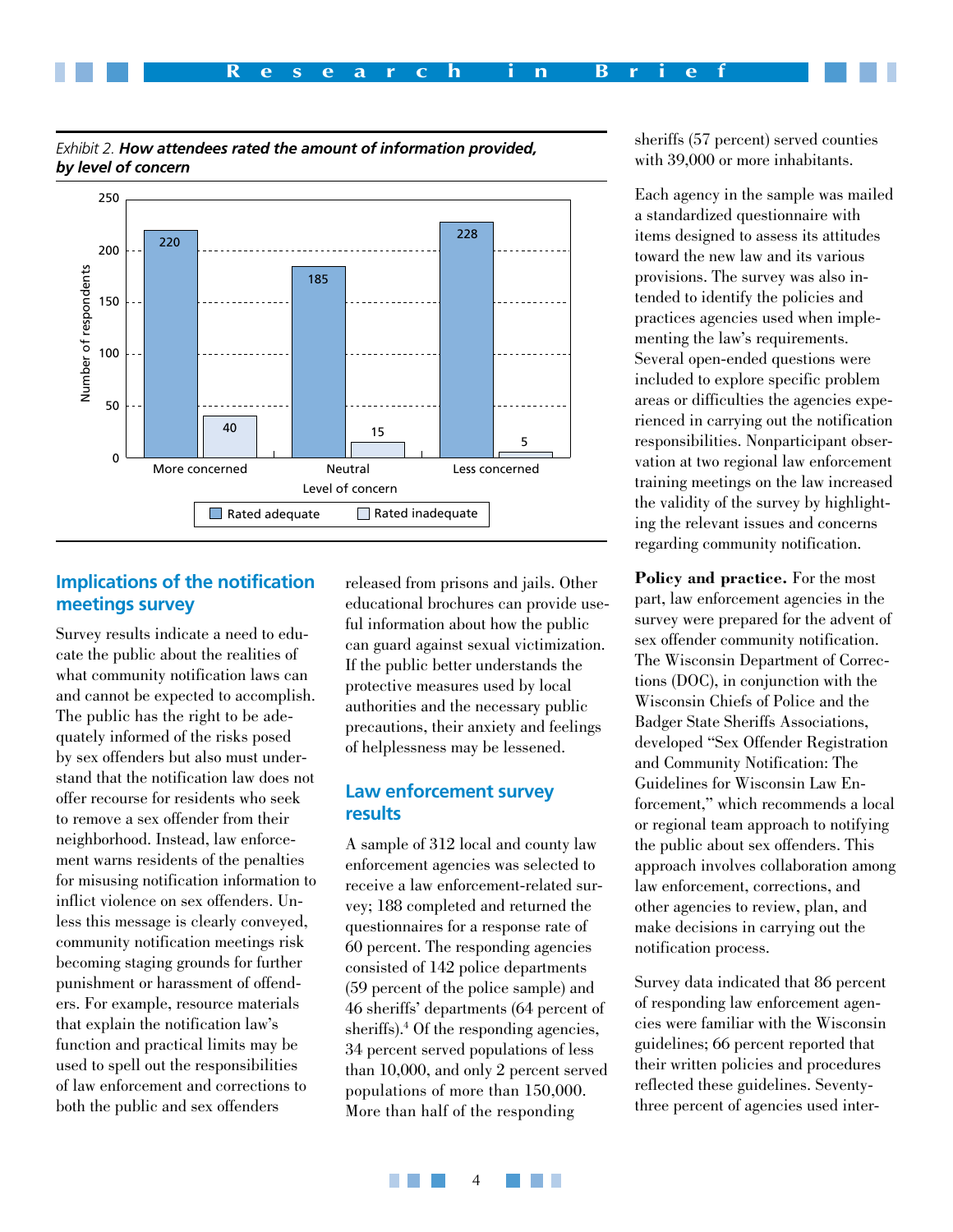*Exhibit 2.* ***How attendees rated the amount of information provided, by level of concern***

| Level of concern | Rated adequate | Rated inadequate |
|---|---|---|
| More concerned | 220 | 40 |
| Neutral | 185 | 15 |
| Less concerned | 228 | 5 |

## Implications of the notification meetings survey

Survey results indicate a need to educate the public about the realities of what community notification laws can and cannot be expected to accomplish. The public has the right to be adequately informed of the risks posed by sex offenders but also must understand that the notification law does not offer recourse for residents who seek to remove a sex offender from their neighborhood. Instead, law enforcement warns residents of the penalties for misusing notification information to inflict violence on sex offenders. Unless this message is clearly conveyed, community notification meetings risk becoming staging grounds for further punishment or harassment of offenders. For example, resource materials that explain the notification law's function and practical limits may be used to spell out the responsibilities of law enforcement and corrections to both the public and sex offenders released from prisons and jails. Other educational brochures can provide useful information about how the public can guard against sexual victimization. If the public better understands the protective measures used by local authorities and the necessary public precautions, their anxiety and feelings of helplessness may be lessened.

## Law enforcement survey results

A sample of 312 local and county law enforcement agencies was selected to receive a law enforcement-related survey; 188 completed and returned the questionnaires for a response rate of 60 percent. The responding agencies consisted of 142 police departments (59 percent of the police sample) and 46 sheriffs' departments (64 percent of sheriffs).[4] Of the responding agencies, 34 percent served populations of less than 10,000, and only 2 percent served populations of more than 150,000. More than half of the responding sheriffs (57 percent) served counties with 39,000 or more inhabitants.

Each agency in the sample was mailed a standardized questionnaire with items designed to assess its attitudes toward the new law and its various provisions. The survey was also intended to identify the policies and practices agencies used when implementing the law's requirements. Several open-ended questions were included to explore specific problem areas or difficulties the agencies experienced in carrying out the notification responsibilities. Nonparticipant observation at two regional law enforcement training meetings on the law increased the validity of the survey by highlighting the relevant issues and concerns regarding community notification.

**Policy and practice.** For the most part, law enforcement agencies in the survey were prepared for the advent of sex offender community notification. The Wisconsin Department of Corrections (DOC), in conjunction with the Wisconsin Chiefs of Police and the Badger State Sheriffs Associations, developed "Sex Offender Registration and Community Notification: The Guidelines for Wisconsin Law Enforcement," which recommends a local or regional team approach to notifying the public about sex offenders. This approach involves collaboration among law enforcement, corrections, and other agencies to review, plan, and make decisions in carrying out the notification process.

Survey data indicated that 86 percent of responding law enforcement agencies were familiar with the Wisconsin guidelines; 66 percent reported that their written policies and procedures reflected these guidelines. Seventy-three percent of agencies used inter-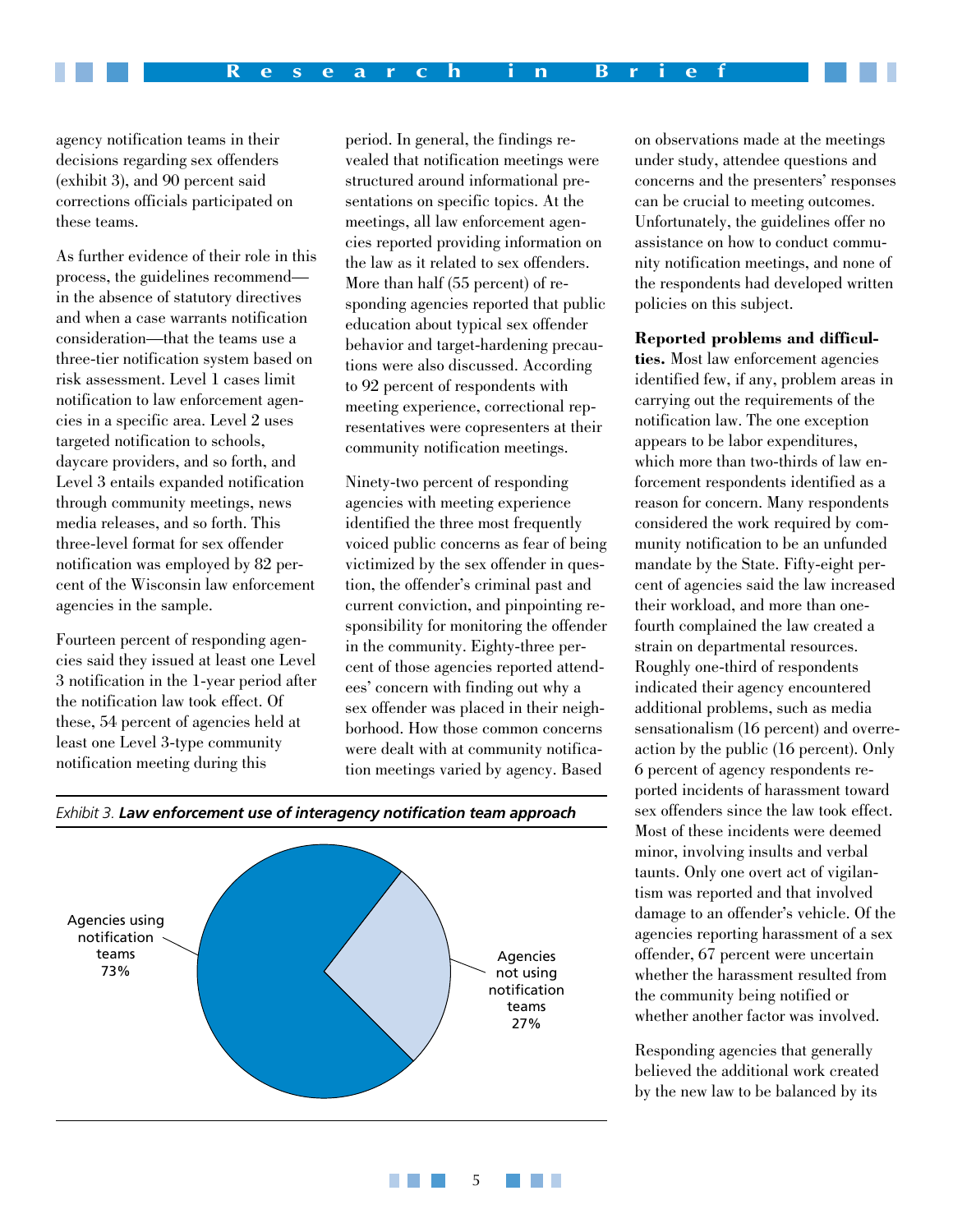agency notification teams in their decisions regarding sex offenders (exhibit 3), and 90 percent said corrections officials participated on these teams.

As further evidence of their role in this process, the guidelines recommend—in the absence of statutory directives and when a case warrants notification consideration—that the teams use a three-tier notification system based on risk assessment. Level 1 cases limit notification to law enforcement agencies in a specific area. Level 2 uses targeted notification to schools, daycare providers, and so forth, and Level 3 entails expanded notification through community meetings, news media releases, and so forth. This three-level format for sex offender notification was employed by 82 percent of the Wisconsin law enforcement agencies in the sample.

Fourteen percent of responding agencies said they issued at least one Level 3 notification in the 1-year period after the notification law took effect. Of these, 54 percent of agencies held at least one Level 3-type community notification meeting during this period. In general, the findings revealed that notification meetings were structured around informational presentations on specific topics. At the meetings, all law enforcement agencies reported providing information on the law as it related to sex offenders. More than half (55 percent) of responding agencies reported that public education about typical sex offender behavior and target-hardening precautions were also discussed. According to 92 percent of respondents with meeting experience, correctional representatives were copresenters at their community notification meetings.

Ninety-two percent of responding agencies with meeting experience identified the three most frequently voiced public concerns as fear of being victimized by the sex offender in question, the offender's criminal past and current conviction, and pinpointing responsibility for monitoring the offender in the community. Eighty-three percent of those agencies reported attendees' concern with finding out why a sex offender was placed in their neighborhood. How those common concerns were dealt with at community notification meetings varied by agency. Based on observations made at the meetings under study, attendee questions and concerns and the presenters' responses can be crucial to meeting outcomes. Unfortunately, the guidelines offer no assistance on how to conduct community notification meetings, and none of the respondents had developed written policies on this subject.

*Exhibit 3.* ***Law enforcement use of interagency notification team approach***

| Category | Percent |
|---|---|
| Agencies using notification teams | 73% |
| Agencies not using notification teams | 27% |

**Reported problems and difficulties.** Most law enforcement agencies identified few, if any, problem areas in carrying out the requirements of the notification law. The one exception appears to be labor expenditures, which more than two-thirds of law enforcement respondents identified as a reason for concern. Many respondents considered the work required by community notification to be an unfunded mandate by the State. Fifty-eight percent of agencies said the law increased their workload, and more than one-fourth complained the law created a strain on departmental resources. Roughly one-third of respondents indicated their agency encountered additional problems, such as media sensationalism (16 percent) and overreaction by the public (16 percent). Only 6 percent of agency respondents reported incidents of harassment toward sex offenders since the law took effect. Most of these incidents were deemed minor, involving insults and verbal taunts. Only one overt act of vigilantism was reported and that involved damage to an offender's vehicle. Of the agencies reporting harassment of a sex offender, 67 percent were uncertain whether the harassment resulted from the community being notified or whether another factor was involved.

Responding agencies that generally believed the additional work created by the new law to be balanced by its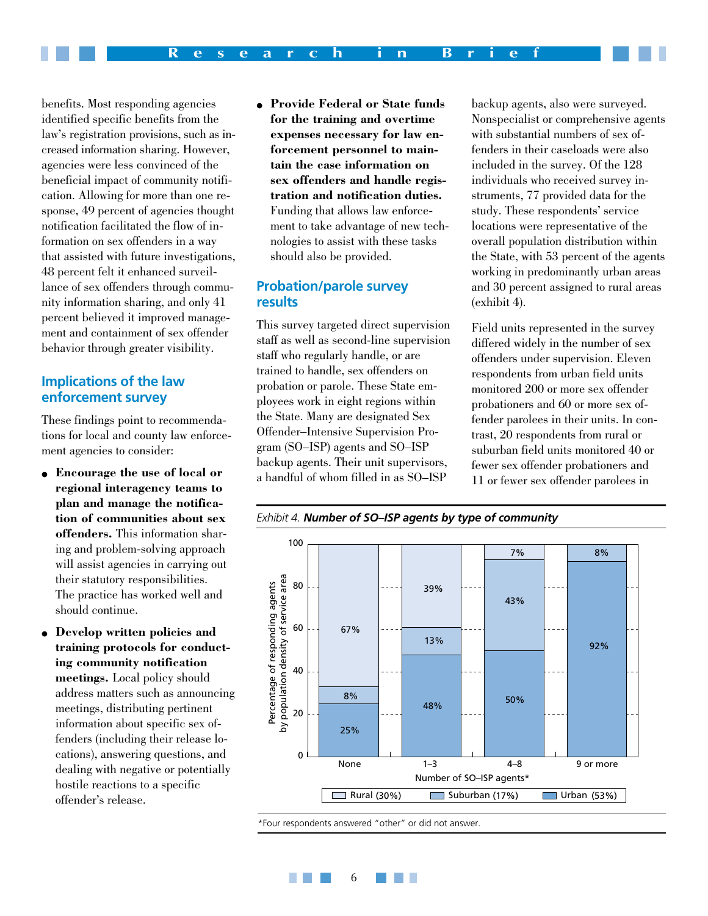benefits. Most responding agencies identified specific benefits from the law's registration provisions, such as increased information sharing. However, agencies were less convinced of the beneficial impact of community notification. Allowing for more than one response, 49 percent of agencies thought notification facilitated the flow of information on sex offenders in a way that assisted with future investigations, 48 percent felt it enhanced surveillance of sex offenders through community information sharing, and only 41 percent believed it improved management and containment of sex offender behavior through greater visibility.

## Implications of the law enforcement survey

These findings point to recommendations for local and county law enforcement agencies to consider:

- **Encourage the use of local or regional interagency teams to plan and manage the notification of communities about sex offenders.** This information sharing and problem-solving approach will assist agencies in carrying out their statutory responsibilities. The practice has worked well and should continue.
- **Develop written policies and training protocols for conducting community notification meetings.** Local policy should address matters such as announcing meetings, distributing pertinent information about specific sex offenders (including their release locations), answering questions, and dealing with negative or potentially hostile reactions to a specific offender's release.
- **Provide Federal or State funds for the training and overtime expenses necessary for law enforcement personnel to maintain the case information on sex offenders and handle registration and notification duties.** Funding that allows law enforcement to take advantage of new technologies to assist with these tasks should also be provided.

## Probation/parole survey results

This survey targeted direct supervision staff as well as second-line supervision staff who regularly handle, or are trained to handle, sex offenders on probation or parole. These State employees work in eight regions within the State. Many are designated Sex Offender–Intensive Supervision Program (SO–ISP) agents and SO–ISP backup agents. Their unit supervisors, a handful of whom filled in as SO–ISP backup agents, also were surveyed. Nonspecialist or comprehensive agents with substantial numbers of sex offenders in their caseloads were also included in the survey. Of the 128 individuals who received survey instruments, 77 provided data for the study. These respondents' service locations were representative of the overall population distribution within the State, with 53 percent of the agents working in predominantly urban areas and 30 percent assigned to rural areas (exhibit 4).

Field units represented in the survey differed widely in the number of sex offenders under supervision. Eleven respondents from urban field units monitored 200 or more sex offender probationers and 60 or more sex offender parolees in their units. In contrast, 20 respondents from rural or suburban field units monitored 40 or fewer sex offender probationers and 11 or fewer sex offender parolees in

*Exhibit 4.* ***Number of SO–ISP agents by type of community***

Percentage of responding agents by population density of service area

| Number of SO–ISP agents* | Urban (53%) | Suburban (17%) | Rural (30%) |
|---|---|---|---|
| None | 25% | 8% | 67% |
| 1–3 | 48% | 13% | 39% |
| 4–8 | 50% | 43% | 7% |
| 9 or more | 92% | 8% | |

*Four respondents answered "other" or did not answer.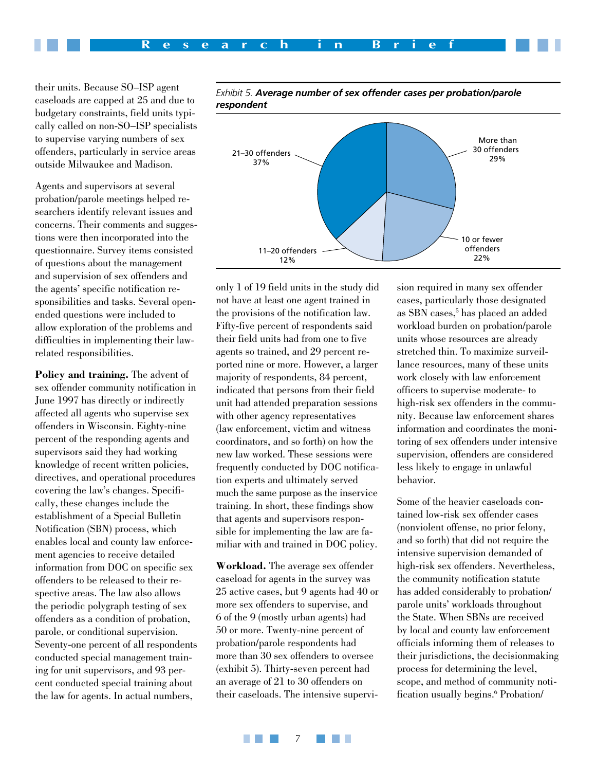their units. Because SO–ISP agent caseloads are capped at 25 and due to budgetary constraints, field units typically called on non-SO–ISP specialists to supervise varying numbers of sex offenders, particularly in service areas outside Milwaukee and Madison.

Agents and supervisors at several probation/parole meetings helped researchers identify relevant issues and concerns. Their comments and suggestions were then incorporated into the questionnaire. Survey items consisted of questions about the management and supervision of sex offenders and the agents' specific notification responsibilities and tasks. Several open-ended questions were included to allow exploration of the problems and difficulties in implementing their law-related responsibilities.

**Policy and training.** The advent of sex offender community notification in June 1997 has directly or indirectly affected all agents who supervise sex offenders in Wisconsin. Eighty-nine percent of the responding agents and supervisors said they had working knowledge of recent written policies, directives, and operational procedures covering the law's changes. Specifically, these changes include the establishment of a Special Bulletin Notification (SBN) process, which enables local and county law enforcement agencies to receive detailed information from DOC on specific sex offenders to be released to their respective areas. The law also allows the periodic polygraph testing of sex offenders as a condition of probation, parole, or conditional supervision. Seventy-one percent of all respondents conducted special management training for unit supervisors, and 93 percent conducted special training about the law for agents. In actual numbers, only 1 of 19 field units in the study did not have at least one agent trained in the provisions of the notification law. Fifty-five percent of respondents said their field units had from one to five agents so trained, and 29 percent reported nine or more. However, a larger majority of respondents, 84 percent, indicated that persons from their field unit had attended preparation sessions with other agency representatives (law enforcement, victim and witness coordinators, and so forth) on how the new law worked. These sessions were frequently conducted by DOC notification experts and ultimately served much the same purpose as the inservice training. In short, these findings show that agents and supervisors responsible for implementing the law are familiar with and trained in DOC policy.

*Exhibit 5.* ***Average number of sex offender cases per probation/parole respondent***

| Number of sex offender cases | Percent of respondents |
|---|---|
| More than 30 offenders | 29% |
| 21–30 offenders | 37% |
| 11–20 offenders | 12% |
| 10 or fewer offenders | 22% |

**Workload.** The average sex offender caseload for agents in the survey was 25 active cases, but 9 agents had 40 or more sex offenders to supervise, and 6 of the 9 (mostly urban agents) had 50 or more. Twenty-nine percent of probation/parole respondents had more than 30 sex offenders to oversee (exhibit 5). Thirty-seven percent had an average of 21 to 30 offenders on their caseloads. The intensive supervision required in many sex offender cases, particularly those designated as SBN cases,[5] has placed an added workload burden on probation/parole units whose resources are already stretched thin. To maximize surveillance resources, many of these units work closely with law enforcement officers to supervise moderate- to high-risk sex offenders in the community. Because law enforcement shares information and coordinates the monitoring of sex offenders under intensive supervision, offenders are considered less likely to engage in unlawful behavior.

Some of the heavier caseloads contained low-risk sex offender cases (nonviolent offense, no prior felony, and so forth) that did not require the intensive supervision demanded of high-risk sex offenders. Nevertheless, the community notification statute has added considerably to probation/parole units' workloads throughout the State. When SBNs are received by local and county law enforcement officials informing them of releases to their jurisdictions, the decisionmaking process for determining the level, scope, and method of community notification usually begins.[6] Probation/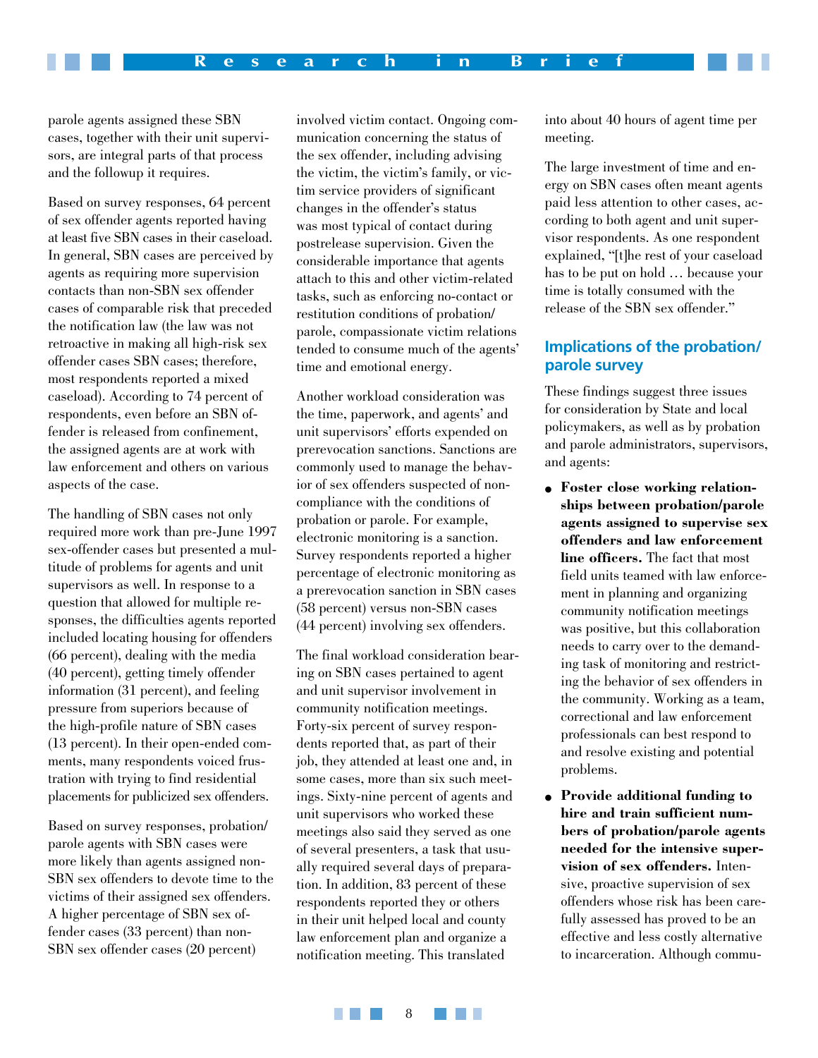parole agents assigned these SBN cases, together with their unit supervisors, are integral parts of that process and the followup it requires.

Based on survey responses, 64 percent of sex offender agents reported having at least five SBN cases in their caseload. In general, SBN cases are perceived by agents as requiring more supervision contacts than non-SBN sex offender cases of comparable risk that preceded the notification law (the law was not retroactive in making all high-risk sex offender cases SBN cases; therefore, most respondents reported a mixed caseload). According to 74 percent of respondents, even before an SBN offender is released from confinement, the assigned agents are at work with law enforcement and others on various aspects of the case.

The handling of SBN cases not only required more work than pre-June 1997 sex-offender cases but presented a multitude of problems for agents and unit supervisors as well. In response to a question that allowed for multiple responses, the difficulties agents reported included locating housing for offenders (66 percent), dealing with the media (40 percent), getting timely offender information (31 percent), and feeling pressure from superiors because of the high-profile nature of SBN cases (13 percent). In their open-ended comments, many respondents voiced frustration with trying to find residential placements for publicized sex offenders.

Based on survey responses, probation/parole agents with SBN cases were more likely than agents assigned non-SBN sex offenders to devote time to the victims of their assigned sex offenders. A higher percentage of SBN sex offender cases (33 percent) than non-SBN sex offender cases (20 percent) involved victim contact. Ongoing communication concerning the status of the sex offender, including advising the victim, the victim's family, or victim service providers of significant changes in the offender's status was most typical of contact during postrelease supervision. Given the considerable importance that agents attach to this and other victim-related tasks, such as enforcing no-contact or restitution conditions of probation/parole, compassionate victim relations tended to consume much of the agents' time and emotional energy.

Another workload consideration was the time, paperwork, and agents' and unit supervisors' efforts expended on prerevocation sanctions. Sanctions are commonly used to manage the behavior of sex offenders suspected of noncompliance with the conditions of probation or parole. For example, electronic monitoring is a sanction. Survey respondents reported a higher percentage of electronic monitoring as a prerevocation sanction in SBN cases (58 percent) versus non-SBN cases (44 percent) involving sex offenders.

The final workload consideration bearing on SBN cases pertained to agent and unit supervisor involvement in community notification meetings. Forty-six percent of survey respondents reported that, as part of their job, they attended at least one and, in some cases, more than six such meetings. Sixty-nine percent of agents and unit supervisors who worked these meetings also said they served as one of several presenters, a task that usually required several days of preparation. In addition, 83 percent of these respondents reported they or others in their unit helped local and county law enforcement plan and organize a notification meeting. This translated into about 40 hours of agent time per meeting.

The large investment of time and energy on SBN cases often meant agents paid less attention to other cases, according to both agent and unit supervisor respondents. As one respondent explained, "[t]he rest of your caseload has to be put on hold … because your time is totally consumed with the release of the SBN sex offender."

## Implications of the probation/parole survey

These findings suggest three issues for consideration by State and local policymakers, as well as by probation and parole administrators, supervisors, and agents:

- **Foster close working relationships between probation/parole agents assigned to supervise sex offenders and law enforcement line officers.** The fact that most field units teamed with law enforcement in planning and organizing community notification meetings was positive, but this collaboration needs to carry over to the demanding task of monitoring and restricting the behavior of sex offenders in the community. Working as a team, correctional and law enforcement professionals can best respond to and resolve existing and potential problems.
- **Provide additional funding to hire and train sufficient numbers of probation/parole agents needed for the intensive supervision of sex offenders.** Intensive, proactive supervision of sex offenders whose risk has been carefully assessed has proved to be an effective and less costly alternative to incarceration. Although commu-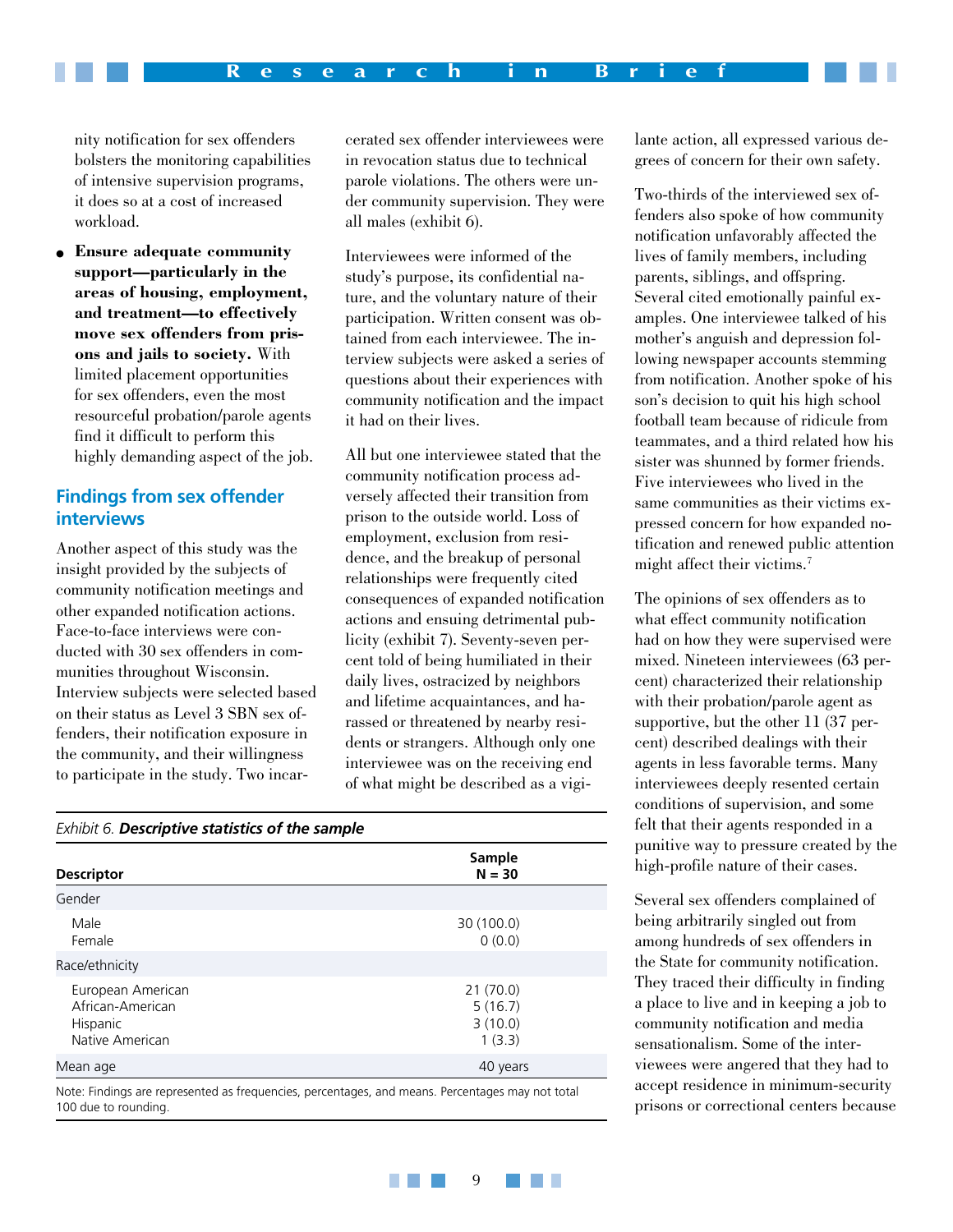nity notification for sex offenders bolsters the monitoring capabilities of intensive supervision programs, it does so at a cost of increased workload.

- **Ensure adequate community support—particularly in the areas of housing, employment, and treatment—to effectively move sex offenders from prisons and jails to society.** With limited placement opportunities for sex offenders, even the most resourceful probation/parole agents find it difficult to perform this highly demanding aspect of the job.

## Findings from sex offender interviews

Another aspect of this study was the insight provided by the subjects of community notification meetings and other expanded notification actions. Face-to-face interviews were conducted with 30 sex offenders in communities throughout Wisconsin. Interview subjects were selected based on their status as Level 3 SBN sex offenders, their notification exposure in the community, and their willingness to participate in the study. Two incarcerated sex offender interviewees were in revocation status due to technical parole violations. The others were under community supervision. They were all males (exhibit 6).

Interviewees were informed of the study's purpose, its confidential nature, and the voluntary nature of their participation. Written consent was obtained from each interviewee. The interview subjects were asked a series of questions about their experiences with community notification and the impact it had on their lives.

All but one interviewee stated that the community notification process adversely affected their transition from prison to the outside world. Loss of employment, exclusion from residence, and the breakup of personal relationships were frequently cited consequences of expanded notification actions and ensuing detrimental publicity (exhibit 7). Seventy-seven percent told of being humiliated in their daily lives, ostracized by neighbors and lifetime acquaintances, and harassed or threatened by nearby residents or strangers. Although only one interviewee was on the receiving end of what might be described as a vigilante action, all expressed various degrees of concern for their own safety.

Two-thirds of the interviewed sex offenders also spoke of how community notification unfavorably affected the lives of family members, including parents, siblings, and offspring. Several cited emotionally painful examples. One interviewee talked of his mother's anguish and depression following newspaper accounts stemming from notification. Another spoke of his son's decision to quit his high school football team because of ridicule from teammates, and a third related how his sister was shunned by former friends. Five interviewees who lived in the same communities as their victims expressed concern for how expanded notification and renewed public attention might affect their victims.[7]

The opinions of sex offenders as to what effect community notification had on how they were supervised were mixed. Nineteen interviewees (63 percent) characterized their relationship with their probation/parole agent as supportive, but the other 11 (37 percent) described dealings with their agents in less favorable terms. Many interviewees deeply resented certain conditions of supervision, and some felt that their agents responded in a punitive way to pressure created by the high-profile nature of their cases.

Several sex offenders complained of being arbitrarily singled out from among hundreds of sex offenders in the State for community notification. They traced their difficulty in finding a place to live and in keeping a job to community notification and media sensationalism. Some of the interviewees were angered that they had to accept residence in minimum-security prisons or correctional centers because

*Exhibit 6.* ***Descriptive statistics of the sample***

| Descriptor | Sample N = 30 |
|---|---|
| **Gender** | |
| Male | 30 (100.0) |
| Female | 0 (0.0) |
| **Race/ethnicity** | |
| European American | 21 (70.0) |
| African-American | 5 (16.7) |
| Hispanic | 3 (10.0) |
| Native American | 1 (3.3) |
| **Mean age** | 40 years |

Note: Findings are represented as frequencies, percentages, and means. Percentages may not total 100 due to rounding.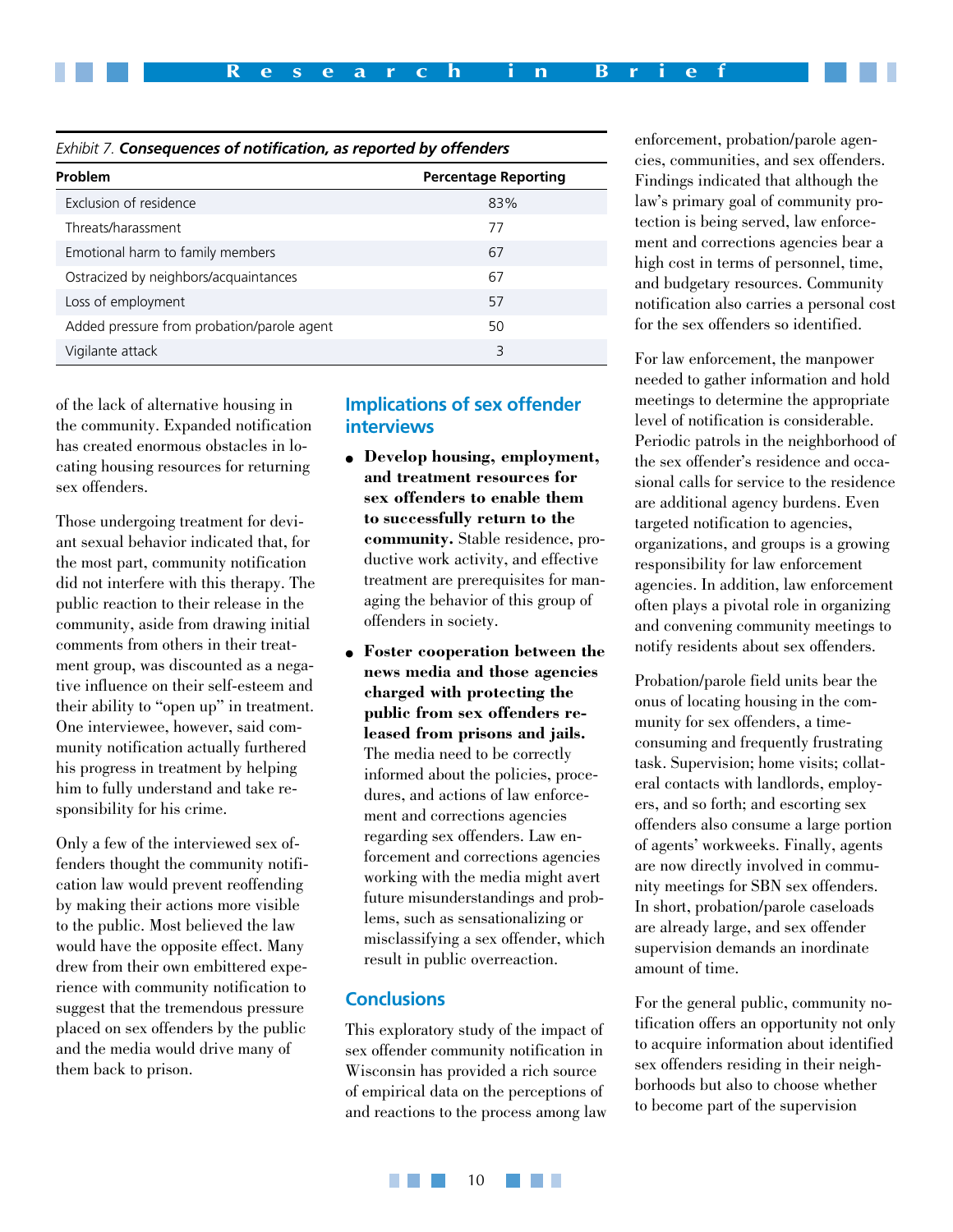*Exhibit 7.* ***Consequences of notification, as reported by offenders***

| Problem | Percentage Reporting |
|---|---|
| Exclusion of residence | 83% |
| Threats/harassment | 77 |
| Emotional harm to family members | 67 |
| Ostracized by neighbors/acquaintances | 67 |
| Loss of employment | 57 |
| Added pressure from probation/parole agent | 50 |
| Vigilante attack | 3 |

of the lack of alternative housing in the community. Expanded notification has created enormous obstacles in locating housing resources for returning sex offenders.

Those undergoing treatment for deviant sexual behavior indicated that, for the most part, community notification did not interfere with this therapy. The public reaction to their release in the community, aside from drawing initial comments from others in their treatment group, was discounted as a negative influence on their self-esteem and their ability to "open up" in treatment. One interviewee, however, said community notification actually furthered his progress in treatment by helping him to fully understand and take responsibility for his crime.

Only a few of the interviewed sex offenders thought the community notification law would prevent reoffending by making their actions more visible to the public. Most believed the law would have the opposite effect. Many drew from their own embittered experience with community notification to suggest that the tremendous pressure placed on sex offenders by the public and the media would drive many of them back to prison.

## Implications of sex offender interviews

- **Develop housing, employment, and treatment resources for sex offenders to enable them to successfully return to the community.** Stable residence, productive work activity, and effective treatment are prerequisites for managing the behavior of this group of offenders in society.
- **Foster cooperation between the news media and those agencies charged with protecting the public from sex offenders released from prisons and jails.** The media need to be correctly informed about the policies, procedures, and actions of law enforcement and corrections agencies regarding sex offenders. Law enforcement and corrections agencies working with the media might avert future misunderstandings and problems, such as sensationalizing or misclassifying a sex offender, which result in public overreaction.

## Conclusions

This exploratory study of the impact of sex offender community notification in Wisconsin has provided a rich source of empirical data on the perceptions of and reactions to the process among law enforcement, probation/parole agencies, communities, and sex offenders. Findings indicated that although the law's primary goal of community protection is being served, law enforcement and corrections agencies bear a high cost in terms of personnel, time, and budgetary resources. Community notification also carries a personal cost for the sex offenders so identified.

For law enforcement, the manpower needed to gather information and hold meetings to determine the appropriate level of notification is considerable. Periodic patrols in the neighborhood of the sex offender's residence and occasional calls for service to the residence are additional agency burdens. Even targeted notification to agencies, organizations, and groups is a growing responsibility for law enforcement agencies. In addition, law enforcement often plays a pivotal role in organizing and convening community meetings to notify residents about sex offenders.

Probation/parole field units bear the onus of locating housing in the community for sex offenders, a time-consuming and frequently frustrating task. Supervision; home visits; collateral contacts with landlords, employers, and so forth; and escorting sex offenders also consume a large portion of agents' workweeks. Finally, agents are now directly involved in community meetings for SBN sex offenders. In short, probation/parole caseloads are already large, and sex offender supervision demands an inordinate amount of time.

For the general public, community notification offers an opportunity not only to acquire information about identified sex offenders residing in their neighborhoods but also to choose whether to become part of the supervision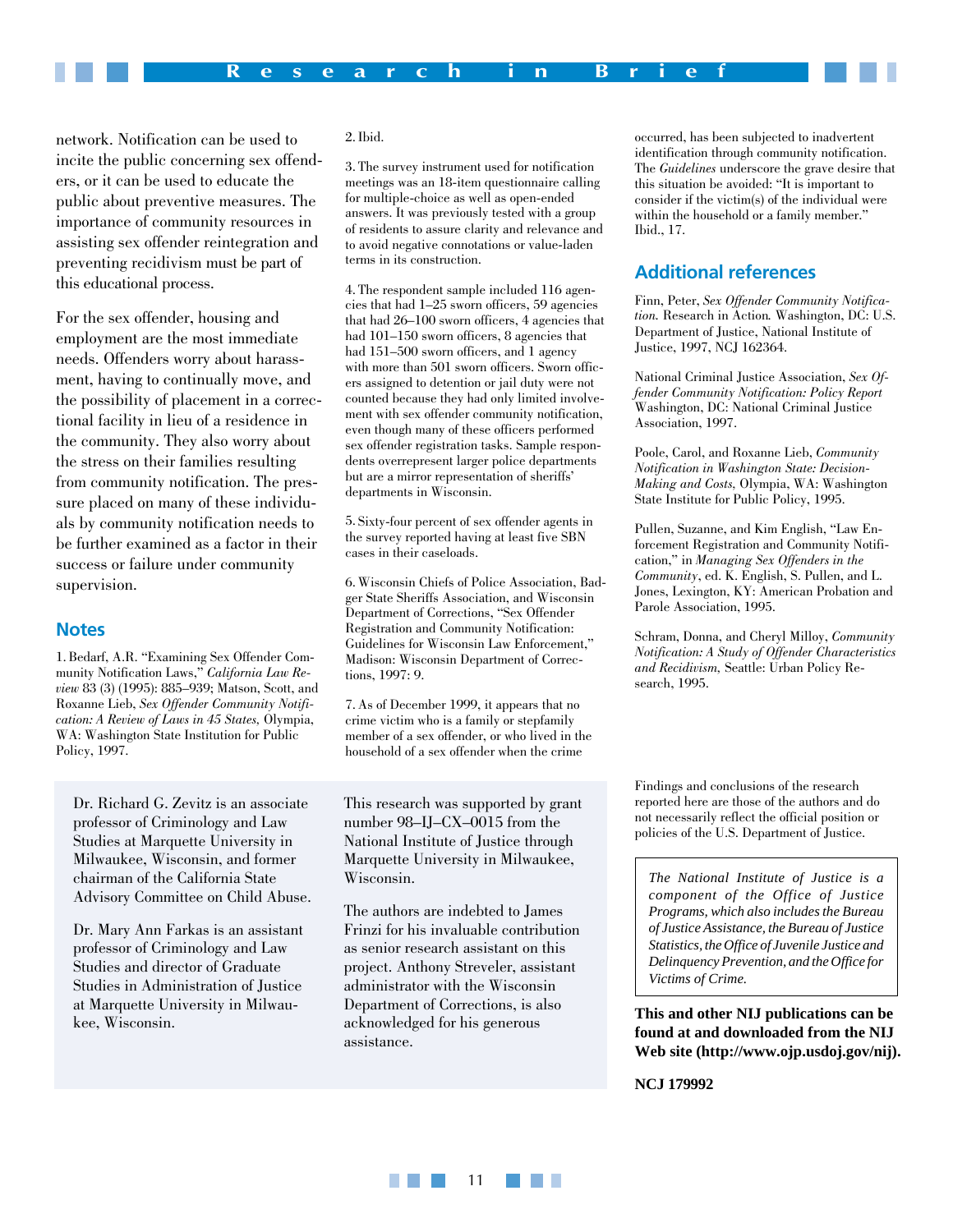network. Notification can be used to incite the public concerning sex offenders, or it can be used to educate the public about preventive measures. The importance of community resources in assisting sex offender reintegration and preventing recidivism must be part of this educational process.

For the sex offender, housing and employment are the most immediate needs. Offenders worry about harassment, having to continually move, and the possibility of placement in a correctional facility in lieu of a residence in the community. They also worry about the stress on their families resulting from community notification. The pressure placed on many of these individuals by community notification needs to be further examined as a factor in their success or failure under community supervision.

## Notes

1. Bedarf, A.R. "Examining Sex Offender Community Notification Laws," *California Law Review* 83 (3) (1995): 885–939; Matson, Scott, and Roxanne Lieb, *Sex Offender Community Notification: A Review of Laws in 45 States,* Olympia, WA: Washington State Institution for Public Policy, 1997.

2. Ibid.

3. The survey instrument used for notification meetings was an 18-item questionnaire calling for multiple-choice as well as open-ended answers. It was previously tested with a group of residents to assure clarity and relevance and to avoid negative connotations or value-laden terms in its construction.

4. The respondent sample included 116 agencies that had 1–25 sworn officers, 59 agencies that had 26–100 sworn officers, 4 agencies that had 101–150 sworn officers, 8 agencies that had 151–500 sworn officers, and 1 agency with more than 501 sworn officers. Sworn officers assigned to detention or jail duty were not counted because they had only limited involvement with sex offender community notification, even though many of these officers performed sex offender registration tasks. Sample respondents overrepresent larger police departments but are a mirror representation of sheriffs' departments in Wisconsin.

5. Sixty-four percent of sex offender agents in the survey reported having at least five SBN cases in their caseloads.

6. Wisconsin Chiefs of Police Association, Badger State Sheriffs Association, and Wisconsin Department of Corrections, "Sex Offender Registration and Community Notification: Guidelines for Wisconsin Law Enforcement," Madison: Wisconsin Department of Corrections, 1997: 9.

7. As of December 1999, it appears that no crime victim who is a family or stepfamily member of a sex offender, or who lived in the household of a sex offender when the crime occurred, has been subjected to inadvertent identification through community notification. The *Guidelines* underscore the grave desire that this situation be avoided: "It is important to consider if the victim(s) of the individual were within the household or a family member." Ibid., 17.

## Additional references

Finn, Peter, *Sex Offender Community Notification.* Research in Action*.* Washington, DC: U.S. Department of Justice, National Institute of Justice, 1997, NCJ 162364.

National Criminal Justice Association, *Sex Offender Community Notification: Policy Report* Washington, DC: National Criminal Justice Association, 1997.

Poole, Carol, and Roxanne Lieb, *Community Notification in Washington State: Decision-Making and Costs,* Olympia, WA: Washington State Institute for Public Policy, 1995.

Pullen, Suzanne, and Kim English, "Law Enforcement Registration and Community Notification," in *Managing Sex Offenders in the Community*, ed. K. English, S. Pullen, and L. Jones, Lexington, KY: American Probation and Parole Association, 1995.

Schram, Donna, and Cheryl Milloy, *Community Notification: A Study of Offender Characteristics and Recidivism,* Seattle: Urban Policy Research, 1995.

Dr. Richard G. Zevitz is an associate professor of Criminology and Law Studies at Marquette University in Milwaukee, Wisconsin, and former chairman of the California State Advisory Committee on Child Abuse.

Dr. Mary Ann Farkas is an assistant professor of Criminology and Law Studies and director of Graduate Studies in Administration of Justice at Marquette University in Milwaukee, Wisconsin.

This research was supported by grant number 98–IJ–CX–0015 from the National Institute of Justice through Marquette University in Milwaukee, Wisconsin.

The authors are indebted to James Frinzi for his invaluable contribution as senior research assistant on this project. Anthony Streveler, assistant administrator with the Wisconsin Department of Corrections, is also acknowledged for his generous assistance.

Findings and conclusions of the research reported here are those of the authors and do not necessarily reflect the official position or policies of the U.S. Department of Justice.

*The National Institute of Justice is a component of the Office of Justice Programs, which also includes the Bureau of Justice Assistance, the Bureau of Justice Statistics, the Office of Juvenile Justice and Delinquency Prevention, and the Office for Victims of Crime.*

**This and other NIJ publications can be found at and downloaded from the NIJ Web site (http://www.ojp.usdoj.gov/nij).**

**NCJ 179992**